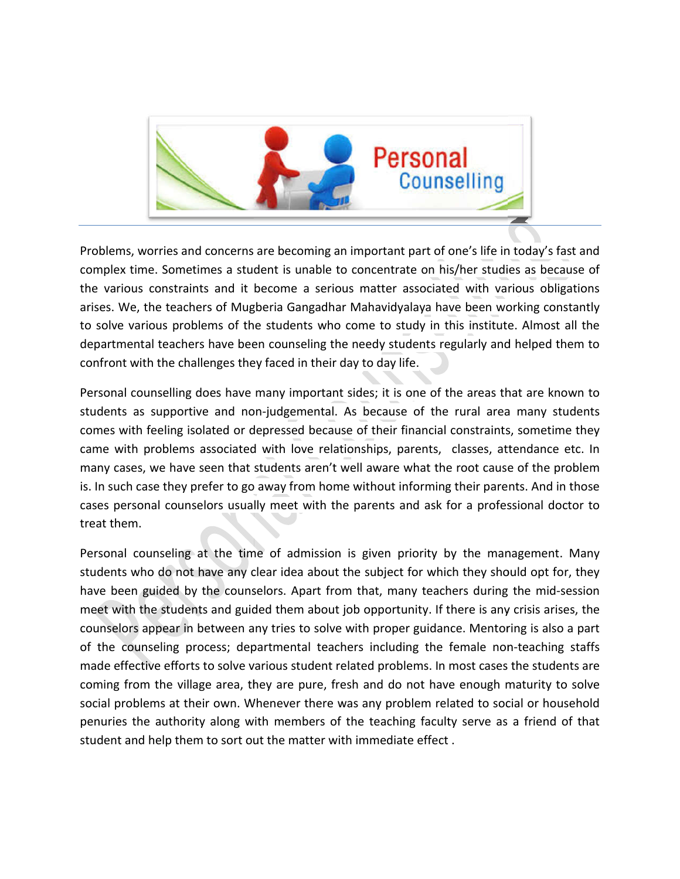# Personal Counselling

Problems, worries and concerns are becoming an important part of one's life in today's fast and complex time. Sometimes a student is unable to concentrate on his/her studies as because of the various constraints and it become a serious matter associated with various obligations arises. We, the teachers of Mugberia Gangadhar Mahavidyalaya have been working constantly to solve various problems of the students who come to study in this institute. Almost all the departmental teachers have been counseling the needy students regularly and helped them to confront with the challenges they faced in their day to day life.

Personal counselling does have many important sides; it is one of the areas that are known to students as supportive and non-judgemental. As because of the rural area many students comes with feeling isolated or depressed because of their financial constraints, sometime they came with problems associated with love relationships, parents, classes, attendance etc. In many cases, we have seen that students aren't well aware what the root cause of the problem is. In such case they prefer to go away from home without informing their parents. And in those cases personal counselors usually meet with the parents and ask for a professional doctor to treat them.

Personal counseling at the time of admission is given priority by the management. Many students who do not have any clear idea about the subject for which they should opt for, they have been guided by the counselors. Apart from that, many teachers during the mid-session meet with the students and guided them about job opportunity. If there is any crisis arises, the counselors appear in between any tries to solve with proper guidance. Mentoring is also a part of the counseling process; departmental teachers including the female non-teaching staffs made effective efforts to solve various student related problems. In most cases the students are coming from the village area, they are pure, fresh and do not have enough maturity to solve social problems at their own. Whenever there was any problem related to social or household penuries the authority along with members of the teaching faculty serve as a friend of that student and help them to sort out the matter with immediate effect .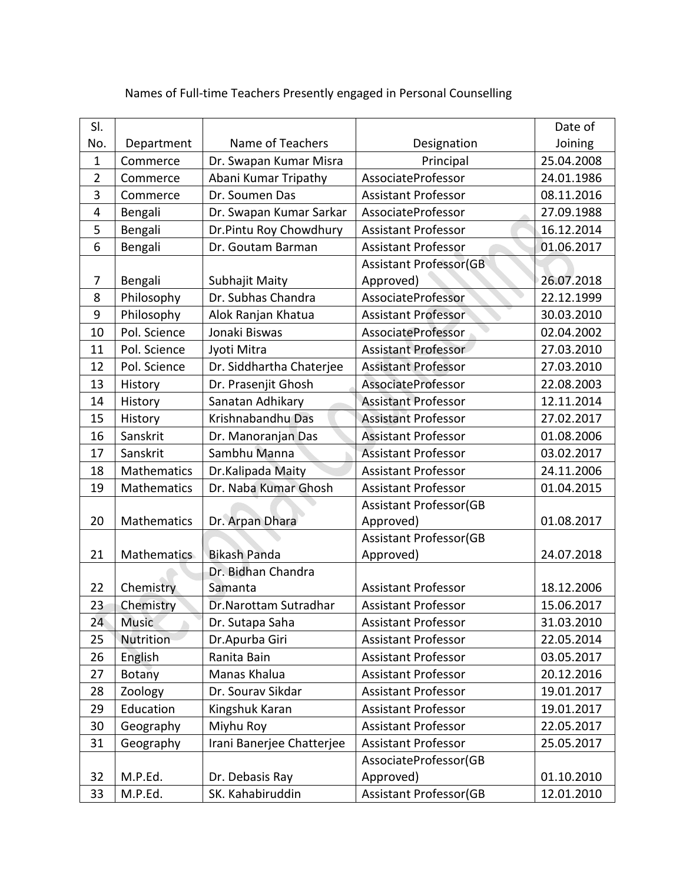Names of Full-time Teachers Presently engaged in Personal Counselling

| Sl. No. | Department | Name of Teachers | Designation | Date of Joining |
|---|---|---|---|---|
| 1 | Commerce | Dr. Swapan Kumar Misra | Principal | 25.04.2008 |
| 2 | Commerce | Abani Kumar Tripathy | AssociateProfessor | 24.01.1986 |
| 3 | Commerce | Dr. Soumen Das | Assistant Professor | 08.11.2016 |
| 4 | Bengali | Dr. Swapan Kumar Sarkar | AssociateProfessor | 27.09.1988 |
| 5 | Bengali | Dr.Pintu Roy Chowdhury | Assistant Professor | 16.12.2014 |
| 6 | Bengali | Dr. Goutam Barman | Assistant Professor | 01.06.2017 |
| 7 | Bengali | Subhajit Maity | Assistant Professor(GB Approved) | 26.07.2018 |
| 8 | Philosophy | Dr. Subhas Chandra | AssociateProfessor | 22.12.1999 |
| 9 | Philosophy | Alok Ranjan Khatua | Assistant Professor | 30.03.2010 |
| 10 | Pol. Science | Jonaki Biswas | AssociateProfessor | 02.04.2002 |
| 11 | Pol. Science | Jyoti Mitra | Assistant Professor | 27.03.2010 |
| 12 | Pol. Science | Dr. Siddhartha Chaterjee | Assistant Professor | 27.03.2010 |
| 13 | History | Dr. Prasenjit Ghosh | AssociateProfessor | 22.08.2003 |
| 14 | History | Sanatan Adhikary | Assistant Professor | 12.11.2014 |
| 15 | History | Krishnabandhu Das | Assistant Professor | 27.02.2017 |
| 16 | Sanskrit | Dr. Manoranjan Das | Assistant Professor | 01.08.2006 |
| 17 | Sanskrit | Sambhu Manna | Assistant Professor | 03.02.2017 |
| 18 | Mathematics | Dr.Kalipada Maity | Assistant Professor | 24.11.2006 |
| 19 | Mathematics | Dr. Naba Kumar Ghosh | Assistant Professor | 01.04.2015 |
| 20 | Mathematics | Dr. Arpan Dhara | Assistant Professor(GB Approved) | 01.08.2017 |
| 21 | Mathematics | Bikash Panda | Assistant Professor(GB Approved) | 24.07.2018 |
| 22 | Chemistry | Dr. Bidhan Chandra Samanta | Assistant Professor | 18.12.2006 |
| 23 | Chemistry | Dr.Narottam Sutradhar | Assistant Professor | 15.06.2017 |
| 24 | Music | Dr. Sutapa Saha | Assistant Professor | 31.03.2010 |
| 25 | Nutrition | Dr.Apurba Giri | Assistant Professor | 22.05.2014 |
| 26 | English | Ranita Bain | Assistant Professor | 03.05.2017 |
| 27 | Botany | Manas Khalua | Assistant Professor | 20.12.2016 |
| 28 | Zoology | Dr. Sourav Sikdar | Assistant Professor | 19.01.2017 |
| 29 | Education | Kingshuk Karan | Assistant Professor | 19.01.2017 |
| 30 | Geography | Miyhu Roy | Assistant Professor | 22.05.2017 |
| 31 | Geography | Irani Banerjee Chatterjee | Assistant Professor | 25.05.2017 |
| 32 | M.P.Ed. | Dr. Debasis Ray | AssociateProfessor(GB Approved) | 01.10.2010 |
| 33 | M.P.Ed. | SK. Kahabiruddin | Assistant Professor(GB | 12.01.2010 |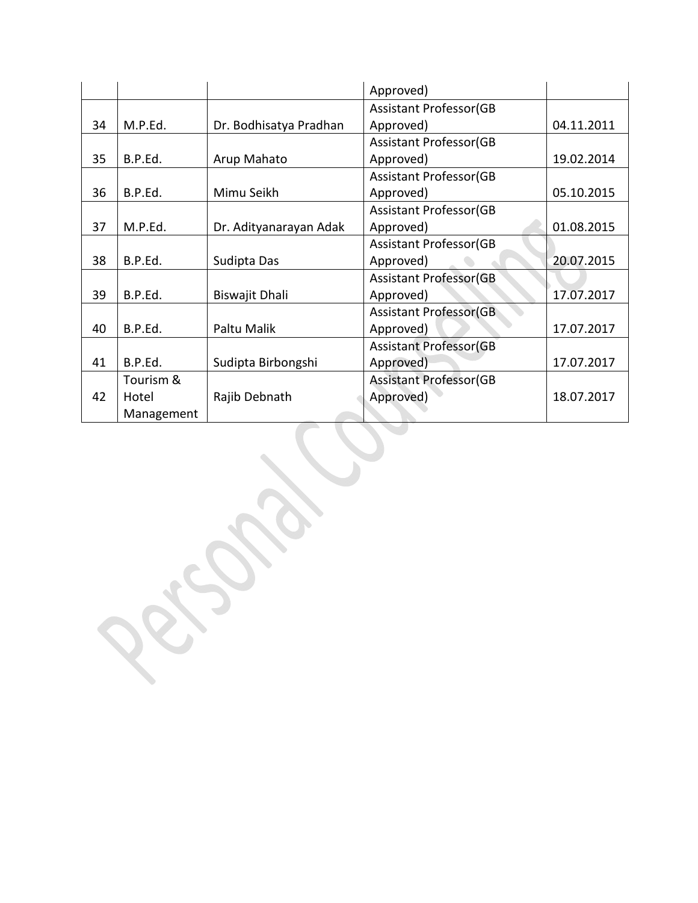| | | | | |
|---|---|---|---|---|
| | | | Approved) | |
| 34 | M.P.Ed. | Dr. Bodhisatya Pradhan | Assistant Professor(GB Approved) | 04.11.2011 |
| 35 | B.P.Ed. | Arup Mahato | Assistant Professor(GB Approved) | 19.02.2014 |
| 36 | B.P.Ed. | Mimu Seikh | Assistant Professor(GB Approved) | 05.10.2015 |
| 37 | M.P.Ed. | Dr. Adityanarayan Adak | Assistant Professor(GB Approved) | 01.08.2015 |
| 38 | B.P.Ed. | Sudipta Das | Assistant Professor(GB Approved) | 20.07.2015 |
| 39 | B.P.Ed. | Biswajit Dhali | Assistant Professor(GB Approved) | 17.07.2017 |
| 40 | B.P.Ed. | Paltu Malik | Assistant Professor(GB Approved) | 17.07.2017 |
| 41 | B.P.Ed. | Sudipta Birbongshi | Assistant Professor(GB Approved) | 17.07.2017 |
| 42 | Tourism & Hotel Management | Rajib Debnath | Assistant Professor(GB Approved) | 18.07.2017 |